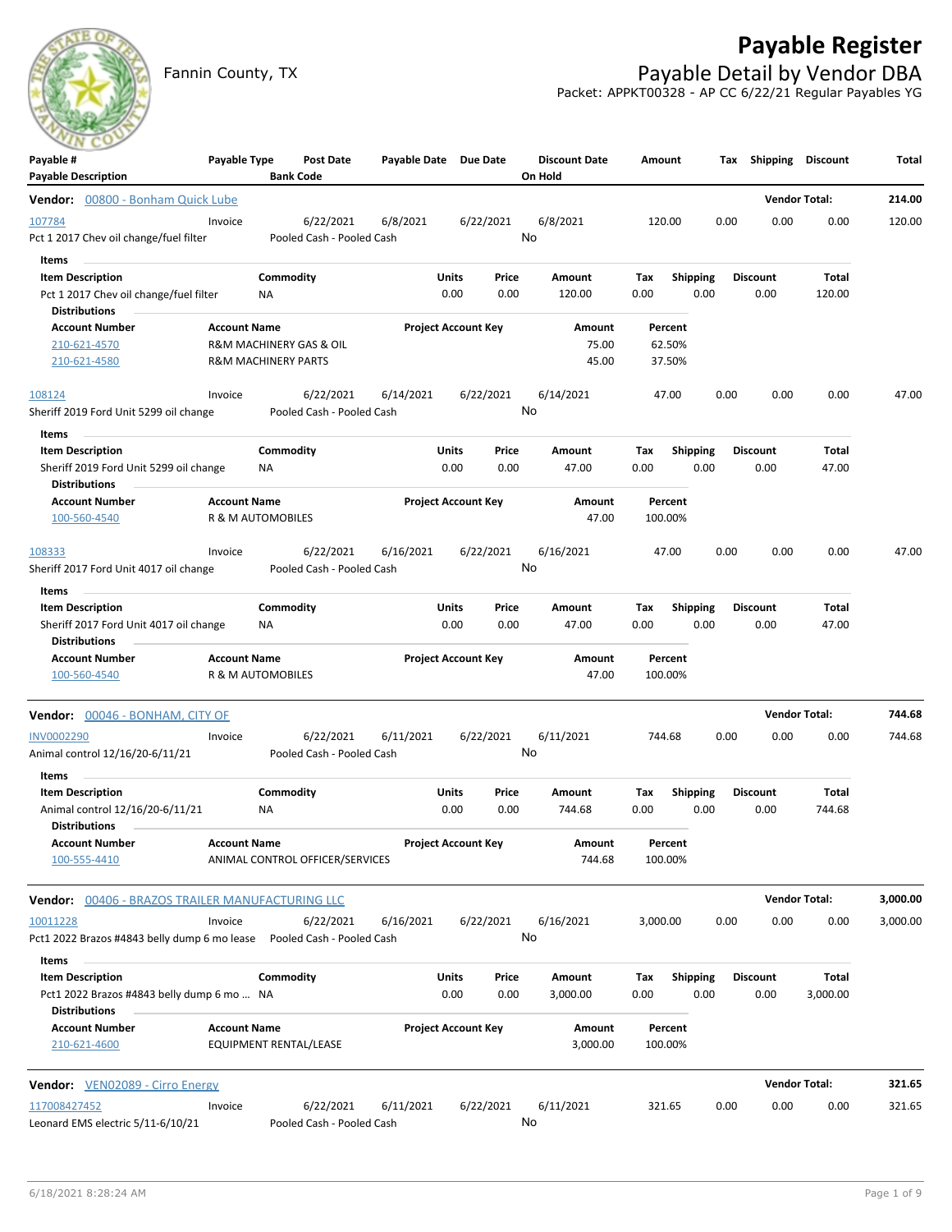# Payable Register

## Payable Detail by Vendor DBA

Fannin County, TX

Packet: APPKT00328 - AP CC 6/22/21 Regular Payables YG

| Payable # | Payable Type | Post Date | Payable Date | Due Date | Discount Date | Amount | Tax | Shipping | Discount | Total |
|---|---|---|---|---|---|---|---|---|---|---|
| Payable Description | | Bank Code | | | On Hold | | | | | |

**Vendor: 00800 - Bonham Quick Lube** — Vendor Total: **214.00**

| Payable # | Payable Type | Post Date | Payable Date | Due Date | Discount Date | Amount | Tax | Shipping | Discount | Total |
|---|---|---|---|---|---|---|---|---|---|---|
| 107784 | Invoice | 6/22/2021 | 6/8/2021 | 6/22/2021 | 6/8/2021 | 120.00 | 0.00 | 0.00 | 0.00 | 120.00 |

Pct 1 2017 Chev oil change/fuel filter — Pooled Cash - Pooled Cash — On Hold: No

Items

| Item Description | Commodity | Units | Price | Amount | Tax | Shipping | Discount | Total |
|---|---|---|---|---|---|---|---|---|
| Pct 1 2017 Chev oil change/fuel filter | NA | 0.00 | 0.00 | 120.00 | 0.00 | 0.00 | 0.00 | 120.00 |

Distributions

| Account Number | Account Name | Project Account Key | Amount | Percent |
|---|---|---|---|---|
| 210-621-4570 | R&M MACHINERY GAS & OIL | | 75.00 | 62.50% |
| 210-621-4580 | R&M MACHINERY PARTS | | 45.00 | 37.50% |

| Payable # | Payable Type | Post Date | Payable Date | Due Date | Discount Date | Amount | Tax | Shipping | Discount | Total |
|---|---|---|---|---|---|---|---|---|---|---|
| 108124 | Invoice | 6/22/2021 | 6/14/2021 | 6/22/2021 | 6/14/2021 | 47.00 | 0.00 | 0.00 | 0.00 | 47.00 |

Sheriff 2019 Ford Unit 5299 oil change — Pooled Cash - Pooled Cash — On Hold: No

Items

| Item Description | Commodity | Units | Price | Amount | Tax | Shipping | Discount | Total |
|---|---|---|---|---|---|---|---|---|
| Sheriff 2019 Ford Unit 5299 oil change | NA | 0.00 | 0.00 | 47.00 | 0.00 | 0.00 | 0.00 | 47.00 |

Distributions

| Account Number | Account Name | Project Account Key | Amount | Percent |
|---|---|---|---|---|
| 100-560-4540 | R & M AUTOMOBILES | | 47.00 | 100.00% |

| Payable # | Payable Type | Post Date | Payable Date | Due Date | Discount Date | Amount | Tax | Shipping | Discount | Total |
|---|---|---|---|---|---|---|---|---|---|---|
| 108333 | Invoice | 6/22/2021 | 6/16/2021 | 6/22/2021 | 6/16/2021 | 47.00 | 0.00 | 0.00 | 0.00 | 47.00 |

Sheriff 2017 Ford Unit 4017 oil change — Pooled Cash - Pooled Cash — On Hold: No

Items

| Item Description | Commodity | Units | Price | Amount | Tax | Shipping | Discount | Total |
|---|---|---|---|---|---|---|---|---|
| Sheriff 2017 Ford Unit 4017 oil change | NA | 0.00 | 0.00 | 47.00 | 0.00 | 0.00 | 0.00 | 47.00 |

Distributions

| Account Number | Account Name | Project Account Key | Amount | Percent |
|---|---|---|---|---|
| 100-560-4540 | R & M AUTOMOBILES | | 47.00 | 100.00% |

**Vendor: 00046 - BONHAM, CITY OF** — Vendor Total: **744.68**

| Payable # | Payable Type | Post Date | Payable Date | Due Date | Discount Date | Amount | Tax | Shipping | Discount | Total |
|---|---|---|---|---|---|---|---|---|---|---|
| INV0002290 | Invoice | 6/22/2021 | 6/11/2021 | 6/22/2021 | 6/11/2021 | 744.68 | 0.00 | 0.00 | 0.00 | 744.68 |

Animal control 12/16/20-6/11/21 — Pooled Cash - Pooled Cash — On Hold: No

Items

| Item Description | Commodity | Units | Price | Amount | Tax | Shipping | Discount | Total |
|---|---|---|---|---|---|---|---|---|
| Animal control 12/16/20-6/11/21 | NA | 0.00 | 0.00 | 744.68 | 0.00 | 0.00 | 0.00 | 744.68 |

Distributions

| Account Number | Account Name | Project Account Key | Amount | Percent |
|---|---|---|---|---|
| 100-555-4410 | ANIMAL CONTROL OFFICER/SERVICES | | 744.68 | 100.00% |

**Vendor: 00406 - BRAZOS TRAILER MANUFACTURING LLC** — Vendor Total: **3,000.00**

| Payable # | Payable Type | Post Date | Payable Date | Due Date | Discount Date | Amount | Tax | Shipping | Discount | Total |
|---|---|---|---|---|---|---|---|---|---|---|
| 10011228 | Invoice | 6/22/2021 | 6/16/2021 | 6/22/2021 | 6/16/2021 | 3,000.00 | 0.00 | 0.00 | 0.00 | 3,000.00 |

Pct1 2022 Brazos #4843 belly dump 6 mo lease — Pooled Cash - Pooled Cash — On Hold: No

Items

| Item Description | Commodity | Units | Price | Amount | Tax | Shipping | Discount | Total |
|---|---|---|---|---|---|---|---|---|
| Pct1 2022 Brazos #4843 belly dump 6 mo ... | NA | 0.00 | 0.00 | 3,000.00 | 0.00 | 0.00 | 0.00 | 3,000.00 |

Distributions

| Account Number | Account Name | Project Account Key | Amount | Percent |
|---|---|---|---|---|
| 210-621-4600 | EQUIPMENT RENTAL/LEASE | | 3,000.00 | 100.00% |

**Vendor: VEN02089 - Cirro Energy** — Vendor Total: **321.65**

| Payable # | Payable Type | Post Date | Payable Date | Due Date | Discount Date | Amount | Tax | Shipping | Discount | Total |
|---|---|---|---|---|---|---|---|---|---|---|
| 117008427452 | Invoice | 6/22/2021 | 6/11/2021 | 6/22/2021 | 6/11/2021 | 321.65 | 0.00 | 0.00 | 0.00 | 321.65 |

Leonard EMS electric 5/11-6/10/21 — Pooled Cash - Pooled Cash — On Hold: No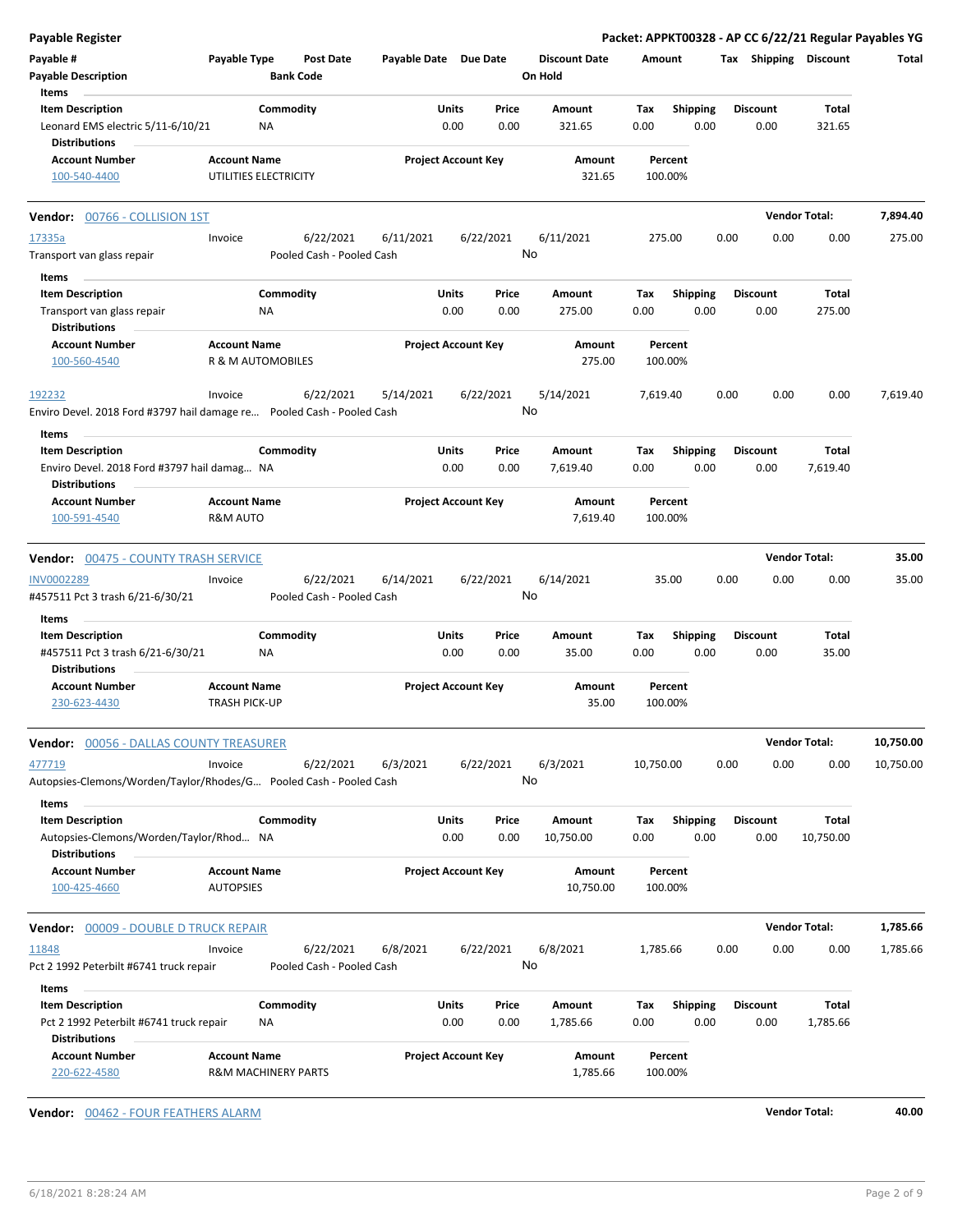**Payable Register** — Packet: APPKT00328 - AP CC 6/22/21 Regular Payables YG

| Payable # | Payable Type | Post Date | Payable Date | Due Date | Discount Date | Amount | Tax | Shipping | Discount | Total |
|---|---|---|---|---|---|---|---|---|---|---|
| Payable Description | | Bank Code | | | On Hold | | | | | |

Items

| Item Description | Commodity | Units | Price | Amount | Tax | Shipping | Discount | Total |
|---|---|---|---|---|---|---|---|---|
| Leonard EMS electric 5/11-6/10/21 | NA | 0.00 | 0.00 | 321.65 | 0.00 | 0.00 | 0.00 | 321.65 |

Distributions

| Account Number | Account Name | Project Account Key | Amount | Percent |
|---|---|---|---|---|
| 100-540-4400 | UTILITIES ELECTRICITY | | 321.65 | 100.00% |

**Vendor: 00766 - COLLISION 1ST** — Vendor Total: **7,894.40**

| Payable # | Payable Type | Post Date | Payable Date | Due Date | Discount Date | Amount | Tax | Shipping | Discount | Total |
|---|---|---|---|---|---|---|---|---|---|---|
| 17335a | Invoice | 6/22/2021 | 6/11/2021 | 6/22/2021 | 6/11/2021 | 275.00 | 0.00 | 0.00 | 0.00 | 275.00 |
| Transport van glass repair | | Pooled Cash - Pooled Cash | | | No | | | | | |

Items

| Item Description | Commodity | Units | Price | Amount | Tax | Shipping | Discount | Total |
|---|---|---|---|---|---|---|---|---|
| Transport van glass repair | NA | 0.00 | 0.00 | 275.00 | 0.00 | 0.00 | 0.00 | 275.00 |

Distributions

| Account Number | Account Name | Project Account Key | Amount | Percent |
|---|---|---|---|---|
| 100-560-4540 | R & M AUTOMOBILES | | 275.00 | 100.00% |

| Payable # | Payable Type | Post Date | Payable Date | Due Date | Discount Date | Amount | Tax | Shipping | Discount | Total |
|---|---|---|---|---|---|---|---|---|---|---|
| 192232 | Invoice | 6/22/2021 | 5/14/2021 | 6/22/2021 | 5/14/2021 | 7,619.40 | 0.00 | 0.00 | 0.00 | 7,619.40 |
| Enviro Devel. 2018 Ford #3797 hail damage re… | | Pooled Cash - Pooled Cash | | | No | | | | | |

Items

| Item Description | Commodity | Units | Price | Amount | Tax | Shipping | Discount | Total |
|---|---|---|---|---|---|---|---|---|
| Enviro Devel. 2018 Ford #3797 hail damag… | NA | 0.00 | 0.00 | 7,619.40 | 0.00 | 0.00 | 0.00 | 7,619.40 |

Distributions

| Account Number | Account Name | Project Account Key | Amount | Percent |
|---|---|---|---|---|
| 100-591-4540 | R&M AUTO | | 7,619.40 | 100.00% |

**Vendor: 00475 - COUNTY TRASH SERVICE** — Vendor Total: **35.00**

| Payable # | Payable Type | Post Date | Payable Date | Due Date | Discount Date | Amount | Tax | Shipping | Discount | Total |
|---|---|---|---|---|---|---|---|---|---|---|
| INV0002289 | Invoice | 6/22/2021 | 6/14/2021 | 6/22/2021 | 6/14/2021 | 35.00 | 0.00 | 0.00 | 0.00 | 35.00 |
| #457511 Pct 3 trash 6/21-6/30/21 | | Pooled Cash - Pooled Cash | | | No | | | | | |

Items

| Item Description | Commodity | Units | Price | Amount | Tax | Shipping | Discount | Total |
|---|---|---|---|---|---|---|---|---|
| #457511 Pct 3 trash 6/21-6/30/21 | NA | 0.00 | 0.00 | 35.00 | 0.00 | 0.00 | 0.00 | 35.00 |

Distributions

| Account Number | Account Name | Project Account Key | Amount | Percent |
|---|---|---|---|---|
| 230-623-4430 | TRASH PICK-UP | | 35.00 | 100.00% |

**Vendor: 00056 - DALLAS COUNTY TREASURER** — Vendor Total: **10,750.00**

| Payable # | Payable Type | Post Date | Payable Date | Due Date | Discount Date | Amount | Tax | Shipping | Discount | Total |
|---|---|---|---|---|---|---|---|---|---|---|
| 477719 | Invoice | 6/22/2021 | 6/3/2021 | 6/22/2021 | 6/3/2021 | 10,750.00 | 0.00 | 0.00 | 0.00 | 10,750.00 |
| Autopsies-Clemons/Worden/Taylor/Rhodes/G… | | Pooled Cash - Pooled Cash | | | No | | | | | |

Items

| Item Description | Commodity | Units | Price | Amount | Tax | Shipping | Discount | Total |
|---|---|---|---|---|---|---|---|---|
| Autopsies-Clemons/Worden/Taylor/Rhod… | NA | 0.00 | 0.00 | 10,750.00 | 0.00 | 0.00 | 0.00 | 10,750.00 |

Distributions

| Account Number | Account Name | Project Account Key | Amount | Percent |
|---|---|---|---|---|
| 100-425-4660 | AUTOPSIES | | 10,750.00 | 100.00% |

**Vendor: 00009 - DOUBLE D TRUCK REPAIR** — Vendor Total: **1,785.66**

| Payable # | Payable Type | Post Date | Payable Date | Due Date | Discount Date | Amount | Tax | Shipping | Discount | Total |
|---|---|---|---|---|---|---|---|---|---|---|
| 11848 | Invoice | 6/22/2021 | 6/8/2021 | 6/22/2021 | 6/8/2021 | 1,785.66 | 0.00 | 0.00 | 0.00 | 1,785.66 |
| Pct 2 1992 Peterbilt #6741 truck repair | | Pooled Cash - Pooled Cash | | | No | | | | | |

Items

| Item Description | Commodity | Units | Price | Amount | Tax | Shipping | Discount | Total |
|---|---|---|---|---|---|---|---|---|
| Pct 2 1992 Peterbilt #6741 truck repair | NA | 0.00 | 0.00 | 1,785.66 | 0.00 | 0.00 | 0.00 | 1,785.66 |

Distributions

| Account Number | Account Name | Project Account Key | Amount | Percent |
|---|---|---|---|---|
| 220-622-4580 | R&M MACHINERY PARTS | | 1,785.66 | 100.00% |

**Vendor: 00462 - FOUR FEATHERS ALARM** — Vendor Total: **40.00**

6/18/2021 8:28:24 AM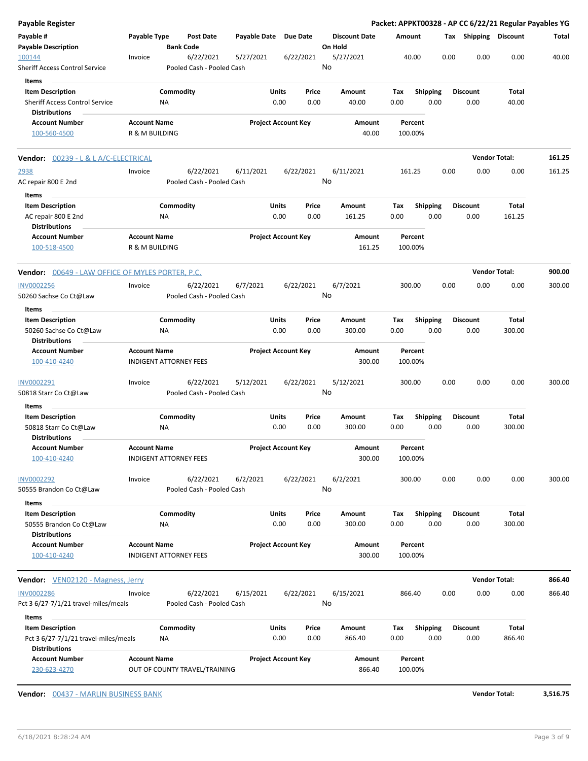## Payable Register

**Packet: APPKT00328 - AP CC 6/22/21 Regular Payables YG**

| Payable # | Payable Type | Post Date | Payable Date | Due Date | Discount Date | Amount | Tax | Shipping | Discount | Total |
|---|---|---|---|---|---|---|---|---|---|---|
| **Payable Description** | | **Bank Code** | | | **On Hold** | | | | | |
| 100144 | Invoice | 6/22/2021 | 5/27/2021 | 6/22/2021 | 5/27/2021 | 40.00 | 0.00 | 0.00 | 0.00 | 40.00 |
| Sheriff Access Control Service | | Pooled Cash - Pooled Cash | | | No | | | | | |

**Items**

| Item Description | Commodity | Units | Price | Amount | Tax | Shipping | Discount | Total |
|---|---|---|---|---|---|---|---|---|
| Sheriff Access Control Service | NA | 0.00 | 0.00 | 40.00 | 0.00 | 0.00 | 0.00 | 40.00 |

**Distributions**

| Account Number | Account Name | Project Account Key | Amount | Percent |
|---|---|---|---|---|
| 100-560-4500 | R & M BUILDING | | 40.00 | 100.00% |

**Vendor:** 00239 - L & L A/C-ELECTRICAL — **Vendor Total:** 161.25

| Payable # | Payable Type | Post Date | Payable Date | Due Date | Discount Date | Amount | Tax | Shipping | Discount | Total |
|---|---|---|---|---|---|---|---|---|---|---|
| 2938 | Invoice | 6/22/2021 | 6/11/2021 | 6/22/2021 | 6/11/2021 | 161.25 | 0.00 | 0.00 | 0.00 | 161.25 |
| AC repair 800 E 2nd | | Pooled Cash - Pooled Cash | | | No | | | | | |

**Items**

| Item Description | Commodity | Units | Price | Amount | Tax | Shipping | Discount | Total |
|---|---|---|---|---|---|---|---|---|
| AC repair 800 E 2nd | NA | 0.00 | 0.00 | 161.25 | 0.00 | 0.00 | 0.00 | 161.25 |

**Distributions**

| Account Number | Account Name | Project Account Key | Amount | Percent |
|---|---|---|---|---|
| 100-518-4500 | R & M BUILDING | | 161.25 | 100.00% |

**Vendor:** 00649 - LAW OFFICE OF MYLES PORTER, P.C. — **Vendor Total:** 900.00

| Payable # | Payable Type | Post Date | Payable Date | Due Date | Discount Date | Amount | Tax | Shipping | Discount | Total |
|---|---|---|---|---|---|---|---|---|---|---|
| INV0002256 | Invoice | 6/22/2021 | 6/7/2021 | 6/22/2021 | 6/7/2021 | 300.00 | 0.00 | 0.00 | 0.00 | 300.00 |
| 50260 Sachse Co Ct@Law | | Pooled Cash - Pooled Cash | | | No | | | | | |

**Items**

| Item Description | Commodity | Units | Price | Amount | Tax | Shipping | Discount | Total |
|---|---|---|---|---|---|---|---|---|
| 50260 Sachse Co Ct@Law | NA | 0.00 | 0.00 | 300.00 | 0.00 | 0.00 | 0.00 | 300.00 |

**Distributions**

| Account Number | Account Name | Project Account Key | Amount | Percent |
|---|---|---|---|---|
| 100-410-4240 | INDIGENT ATTORNEY FEES | | 300.00 | 100.00% |

| Payable # | Payable Type | Post Date | Payable Date | Due Date | Discount Date | Amount | Tax | Shipping | Discount | Total |
|---|---|---|---|---|---|---|---|---|---|---|
| INV0002291 | Invoice | 6/22/2021 | 5/12/2021 | 6/22/2021 | 5/12/2021 | 300.00 | 0.00 | 0.00 | 0.00 | 300.00 |
| 50818 Starr Co Ct@Law | | Pooled Cash - Pooled Cash | | | No | | | | | |

**Items**

| Item Description | Commodity | Units | Price | Amount | Tax | Shipping | Discount | Total |
|---|---|---|---|---|---|---|---|---|
| 50818 Starr Co Ct@Law | NA | 0.00 | 0.00 | 300.00 | 0.00 | 0.00 | 0.00 | 300.00 |

**Distributions**

| Account Number | Account Name | Project Account Key | Amount | Percent |
|---|---|---|---|---|
| 100-410-4240 | INDIGENT ATTORNEY FEES | | 300.00 | 100.00% |

| Payable # | Payable Type | Post Date | Payable Date | Due Date | Discount Date | Amount | Tax | Shipping | Discount | Total |
|---|---|---|---|---|---|---|---|---|---|---|
| INV0002292 | Invoice | 6/22/2021 | 6/2/2021 | 6/22/2021 | 6/2/2021 | 300.00 | 0.00 | 0.00 | 0.00 | 300.00 |
| 50555 Brandon Co Ct@Law | | Pooled Cash - Pooled Cash | | | No | | | | | |

**Items**

| Item Description | Commodity | Units | Price | Amount | Tax | Shipping | Discount | Total |
|---|---|---|---|---|---|---|---|---|
| 50555 Brandon Co Ct@Law | NA | 0.00 | 0.00 | 300.00 | 0.00 | 0.00 | 0.00 | 300.00 |

**Distributions**

| Account Number | Account Name | Project Account Key | Amount | Percent |
|---|---|---|---|---|
| 100-410-4240 | INDIGENT ATTORNEY FEES | | 300.00 | 100.00% |

**Vendor:** VEN02120 - Magness, Jerry — **Vendor Total:** 866.40

| Payable # | Payable Type | Post Date | Payable Date | Due Date | Discount Date | Amount | Tax | Shipping | Discount | Total |
|---|---|---|---|---|---|---|---|---|---|---|
| INV0002286 | Invoice | 6/22/2021 | 6/15/2021 | 6/22/2021 | 6/15/2021 | 866.40 | 0.00 | 0.00 | 0.00 | 866.40 |
| Pct 3 6/27-7/1/21 travel-miles/meals | | Pooled Cash - Pooled Cash | | | No | | | | | |

**Items**

| Item Description | Commodity | Units | Price | Amount | Tax | Shipping | Discount | Total |
|---|---|---|---|---|---|---|---|---|
| Pct 3 6/27-7/1/21 travel-miles/meals | NA | 0.00 | 0.00 | 866.40 | 0.00 | 0.00 | 0.00 | 866.40 |

**Distributions**

| Account Number | Account Name | Project Account Key | Amount | Percent |
|---|---|---|---|---|
| 230-623-4270 | OUT OF COUNTY TRAVEL/TRAINING | | 866.40 | 100.00% |

**Vendor:** 00437 - MARLIN BUSINESS BANK — **Vendor Total:** 3,516.75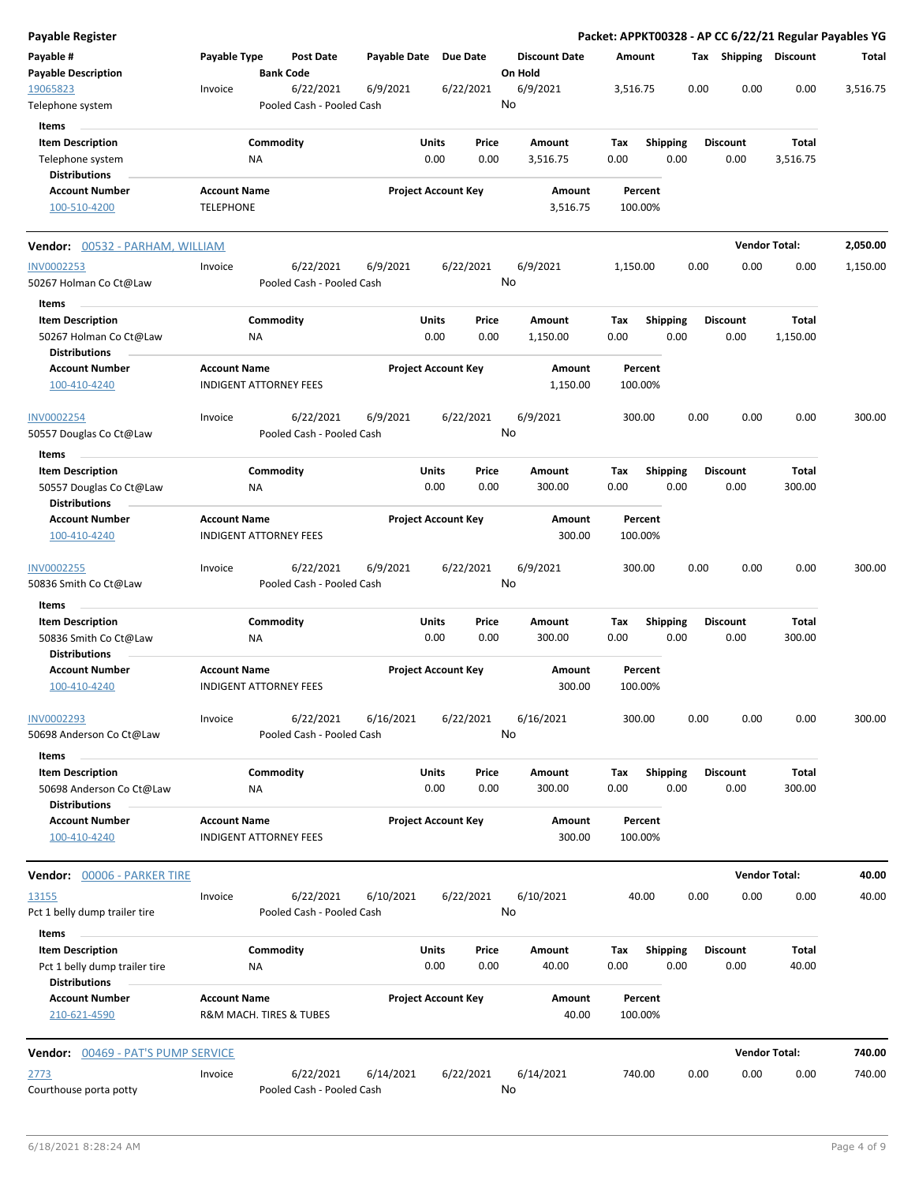**Payable Register** — **Packet: APPKT00328 - AP CC 6/22/21 Regular Payables YG**

| Payable # / Payable Description | Payable Type | Post Date / Bank Code | Payable Date | Due Date | Discount Date / On Hold | Amount | Tax | Shipping | Discount | Total |
|---|---|---|---|---|---|---|---|---|---|---|
| 19065823 / Telephone system | Invoice | 6/22/2021 / Pooled Cash - Pooled Cash | 6/9/2021 | 6/22/2021 | 6/9/2021 / No | 3,516.75 | 0.00 | 0.00 | 0.00 | 3,516.75 |

Items

| Item Description | Commodity | Units | Price | Amount | Tax | Shipping | Discount | Total |
|---|---|---|---|---|---|---|---|---|
| Telephone system | NA | 0.00 | 0.00 | 3,516.75 | 0.00 | 0.00 | 0.00 | 3,516.75 |

Distributions

| Account Number | Account Name | Project Account Key | Amount | Percent |
|---|---|---|---|---|
| 100-510-4200 | TELEPHONE | | 3,516.75 | 100.00% |

**Vendor: 00532 - PARHAM, WILLIAM** — **Vendor Total: 2,050.00**

| Payable # / Payable Description | Payable Type | Post Date / Bank Code | Payable Date | Due Date | Discount Date / On Hold | Amount | Tax | Shipping | Discount | Total |
|---|---|---|---|---|---|---|---|---|---|---|
| INV0002253 / 50267 Holman Co Ct@Law | Invoice | 6/22/2021 / Pooled Cash - Pooled Cash | 6/9/2021 | 6/22/2021 | 6/9/2021 / No | 1,150.00 | 0.00 | 0.00 | 0.00 | 1,150.00 |

Items

| Item Description | Commodity | Units | Price | Amount | Tax | Shipping | Discount | Total |
|---|---|---|---|---|---|---|---|---|
| 50267 Holman Co Ct@Law | NA | 0.00 | 0.00 | 1,150.00 | 0.00 | 0.00 | 0.00 | 1,150.00 |

Distributions

| Account Number | Account Name | Project Account Key | Amount | Percent |
|---|---|---|---|---|
| 100-410-4240 | INDIGENT ATTORNEY FEES | | 1,150.00 | 100.00% |

| Payable # / Payable Description | Payable Type | Post Date / Bank Code | Payable Date | Due Date | Discount Date / On Hold | Amount | Tax | Shipping | Discount | Total |
|---|---|---|---|---|---|---|---|---|---|---|
| INV0002254 / 50557 Douglas Co Ct@Law | Invoice | 6/22/2021 / Pooled Cash - Pooled Cash | 6/9/2021 | 6/22/2021 | 6/9/2021 / No | 300.00 | 0.00 | 0.00 | 0.00 | 300.00 |

Items

| Item Description | Commodity | Units | Price | Amount | Tax | Shipping | Discount | Total |
|---|---|---|---|---|---|---|---|---|
| 50557 Douglas Co Ct@Law | NA | 0.00 | 0.00 | 300.00 | 0.00 | 0.00 | 0.00 | 300.00 |

Distributions

| Account Number | Account Name | Project Account Key | Amount | Percent |
|---|---|---|---|---|
| 100-410-4240 | INDIGENT ATTORNEY FEES | | 300.00 | 100.00% |

| Payable # / Payable Description | Payable Type | Post Date / Bank Code | Payable Date | Due Date | Discount Date / On Hold | Amount | Tax | Shipping | Discount | Total |
|---|---|---|---|---|---|---|---|---|---|---|
| INV0002255 / 50836 Smith Co Ct@Law | Invoice | 6/22/2021 / Pooled Cash - Pooled Cash | 6/9/2021 | 6/22/2021 | 6/9/2021 / No | 300.00 | 0.00 | 0.00 | 0.00 | 300.00 |

Items

| Item Description | Commodity | Units | Price | Amount | Tax | Shipping | Discount | Total |
|---|---|---|---|---|---|---|---|---|
| 50836 Smith Co Ct@Law | NA | 0.00 | 0.00 | 300.00 | 0.00 | 0.00 | 0.00 | 300.00 |

Distributions

| Account Number | Account Name | Project Account Key | Amount | Percent |
|---|---|---|---|---|
| 100-410-4240 | INDIGENT ATTORNEY FEES | | 300.00 | 100.00% |

| Payable # / Payable Description | Payable Type | Post Date / Bank Code | Payable Date | Due Date | Discount Date / On Hold | Amount | Tax | Shipping | Discount | Total |
|---|---|---|---|---|---|---|---|---|---|---|
| INV0002293 / 50698 Anderson Co Ct@Law | Invoice | 6/22/2021 / Pooled Cash - Pooled Cash | 6/16/2021 | 6/22/2021 | 6/16/2021 / No | 300.00 | 0.00 | 0.00 | 0.00 | 300.00 |

Items

| Item Description | Commodity | Units | Price | Amount | Tax | Shipping | Discount | Total |
|---|---|---|---|---|---|---|---|---|
| 50698 Anderson Co Ct@Law | NA | 0.00 | 0.00 | 300.00 | 0.00 | 0.00 | 0.00 | 300.00 |

Distributions

| Account Number | Account Name | Project Account Key | Amount | Percent |
|---|---|---|---|---|
| 100-410-4240 | INDIGENT ATTORNEY FEES | | 300.00 | 100.00% |

**Vendor: 00006 - PARKER TIRE** — **Vendor Total: 40.00**

| Payable # / Payable Description | Payable Type | Post Date / Bank Code | Payable Date | Due Date | Discount Date / On Hold | Amount | Tax | Shipping | Discount | Total |
|---|---|---|---|---|---|---|---|---|---|---|
| 13155 / Pct 1 belly dump trailer tire | Invoice | 6/22/2021 / Pooled Cash - Pooled Cash | 6/10/2021 | 6/22/2021 | 6/10/2021 / No | 40.00 | 0.00 | 0.00 | 0.00 | 40.00 |

Items

| Item Description | Commodity | Units | Price | Amount | Tax | Shipping | Discount | Total |
|---|---|---|---|---|---|---|---|---|
| Pct 1 belly dump trailer tire | NA | 0.00 | 0.00 | 40.00 | 0.00 | 0.00 | 0.00 | 40.00 |

Distributions

| Account Number | Account Name | Project Account Key | Amount | Percent |
|---|---|---|---|---|
| 210-621-4590 | R&M MACH. TIRES & TUBES | | 40.00 | 100.00% |

**Vendor: 00469 - PAT'S PUMP SERVICE** — **Vendor Total: 740.00**

| Payable # / Payable Description | Payable Type | Post Date / Bank Code | Payable Date | Due Date | Discount Date / On Hold | Amount | Tax | Shipping | Discount | Total |
|---|---|---|---|---|---|---|---|---|---|---|
| 2773 / Courthouse porta potty | Invoice | 6/22/2021 / Pooled Cash - Pooled Cash | 6/14/2021 | 6/22/2021 | 6/14/2021 / No | 740.00 | 0.00 | 0.00 | 0.00 | 740.00 |

6/18/2021 8:28:24 AM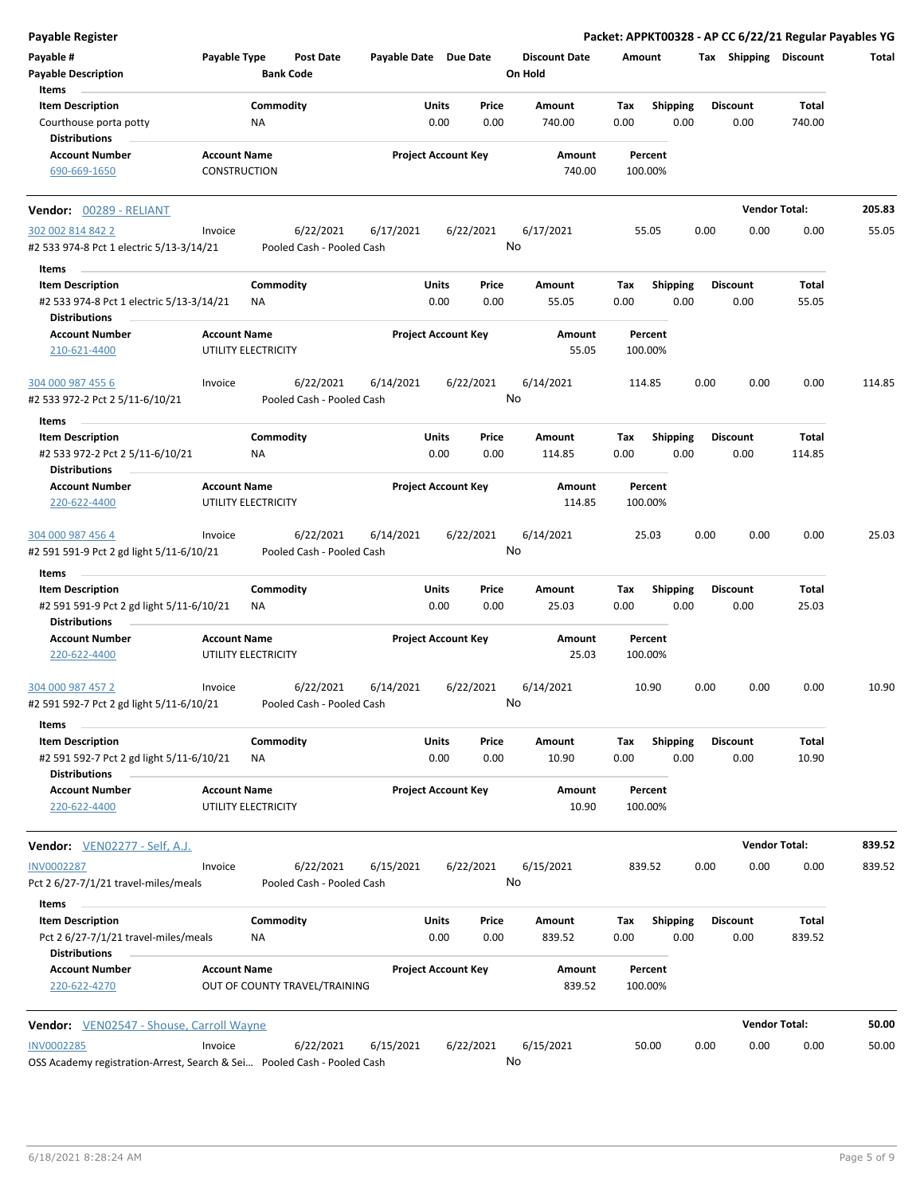# Payable Register

**Packet: APPKT00328 - AP CC 6/22/21 Regular Payables YG**

| Payable # | Payable Type | Post Date | Payable Date | Due Date | Discount Date | Amount | Tax | Shipping | Discount | Total |
|---|---|---|---|---|---|---|---|---|---|---|
| Payable Description | | Bank Code | | | On Hold | | | | | |

**Items**

| Item Description | Commodity | Units | Price | Amount | Tax | Shipping | Discount | Total |
|---|---|---|---|---|---|---|---|---|
| Courthouse porta potty | NA | 0.00 | 0.00 | 740.00 | 0.00 | 0.00 | 0.00 | 740.00 |

**Distributions**

| Account Number | Account Name | Project Account Key | Amount | Percent |
|---|---|---|---|---|
| 690-669-1650 | CONSTRUCTION | | 740.00 | 100.00% |

---

**Vendor: 00289 - RELIANT** — Vendor Total: **205.83**

| Payable # | Payable Type | Post Date | Payable Date | Due Date | Discount Date | Amount | Tax | Shipping | Discount | Total |
|---|---|---|---|---|---|---|---|---|---|---|
| 302 002 814 842 2 | Invoice | 6/22/2021 | 6/17/2021 | 6/22/2021 | 6/17/2021 | 55.05 | 0.00 | 0.00 | 0.00 | 55.05 |
| #2 533 974-8 Pct 1 electric 5/13-3/14/21 | | Pooled Cash - Pooled Cash | | | No | | | | | |

**Items**

| Item Description | Commodity | Units | Price | Amount | Tax | Shipping | Discount | Total |
|---|---|---|---|---|---|---|---|---|
| #2 533 974-8 Pct 1 electric 5/13-3/14/21 | NA | 0.00 | 0.00 | 55.05 | 0.00 | 0.00 | 0.00 | 55.05 |

**Distributions**

| Account Number | Account Name | Project Account Key | Amount | Percent |
|---|---|---|---|---|
| 210-621-4400 | UTILITY ELECTRICITY | | 55.05 | 100.00% |

| Payable # | Payable Type | Post Date | Payable Date | Due Date | Discount Date | Amount | Tax | Shipping | Discount | Total |
|---|---|---|---|---|---|---|---|---|---|---|
| 304 000 987 455 6 | Invoice | 6/22/2021 | 6/14/2021 | 6/22/2021 | 6/14/2021 | 114.85 | 0.00 | 0.00 | 0.00 | 114.85 |
| #2 533 972-2 Pct 2 5/11-6/10/21 | | Pooled Cash - Pooled Cash | | | No | | | | | |

**Items**

| Item Description | Commodity | Units | Price | Amount | Tax | Shipping | Discount | Total |
|---|---|---|---|---|---|---|---|---|
| #2 533 972-2 Pct 2 5/11-6/10/21 | NA | 0.00 | 0.00 | 114.85 | 0.00 | 0.00 | 0.00 | 114.85 |

**Distributions**

| Account Number | Account Name | Project Account Key | Amount | Percent |
|---|---|---|---|---|
| 220-622-4400 | UTILITY ELECTRICITY | | 114.85 | 100.00% |

| Payable # | Payable Type | Post Date | Payable Date | Due Date | Discount Date | Amount | Tax | Shipping | Discount | Total |
|---|---|---|---|---|---|---|---|---|---|---|
| 304 000 987 456 4 | Invoice | 6/22/2021 | 6/14/2021 | 6/22/2021 | 6/14/2021 | 25.03 | 0.00 | 0.00 | 0.00 | 25.03 |
| #2 591 591-9 Pct 2 gd light 5/11-6/10/21 | | Pooled Cash - Pooled Cash | | | No | | | | | |

**Items**

| Item Description | Commodity | Units | Price | Amount | Tax | Shipping | Discount | Total |
|---|---|---|---|---|---|---|---|---|
| #2 591 591-9 Pct 2 gd light 5/11-6/10/21 | NA | 0.00 | 0.00 | 25.03 | 0.00 | 0.00 | 0.00 | 25.03 |

**Distributions**

| Account Number | Account Name | Project Account Key | Amount | Percent |
|---|---|---|---|---|
| 220-622-4400 | UTILITY ELECTRICITY | | 25.03 | 100.00% |

| Payable # | Payable Type | Post Date | Payable Date | Due Date | Discount Date | Amount | Tax | Shipping | Discount | Total |
|---|---|---|---|---|---|---|---|---|---|---|
| 304 000 987 457 2 | Invoice | 6/22/2021 | 6/14/2021 | 6/22/2021 | 6/14/2021 | 10.90 | 0.00 | 0.00 | 0.00 | 10.90 |
| #2 591 592-7 Pct 2 gd light 5/11-6/10/21 | | Pooled Cash - Pooled Cash | | | No | | | | | |

**Items**

| Item Description | Commodity | Units | Price | Amount | Tax | Shipping | Discount | Total |
|---|---|---|---|---|---|---|---|---|
| #2 591 592-7 Pct 2 gd light 5/11-6/10/21 | NA | 0.00 | 0.00 | 10.90 | 0.00 | 0.00 | 0.00 | 10.90 |

**Distributions**

| Account Number | Account Name | Project Account Key | Amount | Percent |
|---|---|---|---|---|
| 220-622-4400 | UTILITY ELECTRICITY | | 10.90 | 100.00% |

---

**Vendor: VEN02277 - Self, A.J.** — Vendor Total: **839.52**

| Payable # | Payable Type | Post Date | Payable Date | Due Date | Discount Date | Amount | Tax | Shipping | Discount | Total |
|---|---|---|---|---|---|---|---|---|---|---|
| INV0002287 | Invoice | 6/22/2021 | 6/15/2021 | 6/22/2021 | 6/15/2021 | 839.52 | 0.00 | 0.00 | 0.00 | 839.52 |
| Pct 2 6/27-7/1/21 travel-miles/meals | | Pooled Cash - Pooled Cash | | | No | | | | | |

**Items**

| Item Description | Commodity | Units | Price | Amount | Tax | Shipping | Discount | Total |
|---|---|---|---|---|---|---|---|---|
| Pct 2 6/27-7/1/21 travel-miles/meals | NA | 0.00 | 0.00 | 839.52 | 0.00 | 0.00 | 0.00 | 839.52 |

**Distributions**

| Account Number | Account Name | Project Account Key | Amount | Percent |
|---|---|---|---|---|
| 220-622-4270 | OUT OF COUNTY TRAVEL/TRAINING | | 839.52 | 100.00% |

---

**Vendor: VEN02547 - Shouse, Carroll Wayne** — Vendor Total: **50.00**

| Payable # | Payable Type | Post Date | Payable Date | Due Date | Discount Date | Amount | Tax | Shipping | Discount | Total |
|---|---|---|---|---|---|---|---|---|---|---|
| INV0002285 | Invoice | 6/22/2021 | 6/15/2021 | 6/22/2021 | 6/15/2021 | 50.00 | 0.00 | 0.00 | 0.00 | 50.00 |
| OSS Academy registration-Arrest, Search & Sei… | | Pooled Cash - Pooled Cash | | | No | | | | | |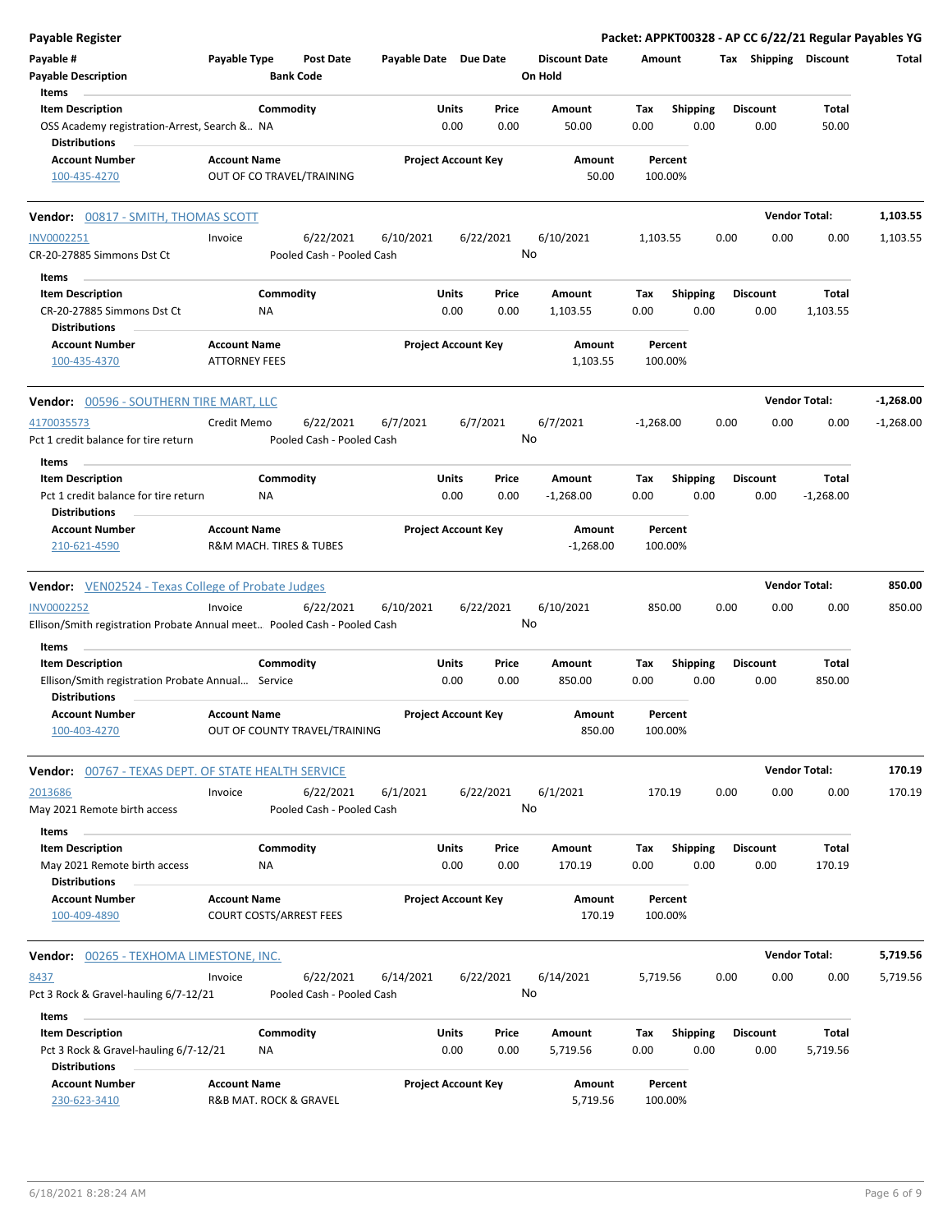**Payable Register** — **Packet: APPKT00328 - AP CC 6/22/21 Regular Payables YG**

| Payable # | Payable Type | Post Date | Payable Date | Due Date | Discount Date | Amount | Tax | Shipping | Discount | Total |
|---|---|---|---|---|---|---|---|---|---|---|
| Payable Description | | Bank Code | | | On Hold | | | | | |

**Items**

| Item Description | Commodity | Units | Price | Amount | Tax | Shipping | Discount | Total |
|---|---|---|---|---|---|---|---|---|
| OSS Academy registration-Arrest, Search &.. | NA | 0.00 | 0.00 | 50.00 | 0.00 | 0.00 | 0.00 | 50.00 |

**Distributions**

| Account Number | Account Name | Project Account Key | Amount | Percent |
|---|---|---|---|---|
| 100-435-4270 | OUT OF CO TRAVEL/TRAINING | | 50.00 | 100.00% |

---

**Vendor:** 00817 - SMITH, THOMAS SCOTT — **Vendor Total: 1,103.55**

| Payable # | Payable Type | Post Date | Payable Date | Due Date | Discount Date | Amount | Tax | Shipping | Discount | Total |
|---|---|---|---|---|---|---|---|---|---|---|
| INV0002251 | Invoice | 6/22/2021 | 6/10/2021 | 6/22/2021 | 6/10/2021 | 1,103.55 | 0.00 | 0.00 | 0.00 | 1,103.55 |
| CR-20-27885 Simmons Dst Ct | | Pooled Cash - Pooled Cash | | | No | | | | | |

**Items**

| Item Description | Commodity | Units | Price | Amount | Tax | Shipping | Discount | Total |
|---|---|---|---|---|---|---|---|---|
| CR-20-27885 Simmons Dst Ct | NA | 0.00 | 0.00 | 1,103.55 | 0.00 | 0.00 | 0.00 | 1,103.55 |

**Distributions**

| Account Number | Account Name | Project Account Key | Amount | Percent |
|---|---|---|---|---|
| 100-435-4370 | ATTORNEY FEES | | 1,103.55 | 100.00% |

---

**Vendor:** 00596 - SOUTHERN TIRE MART, LLC — **Vendor Total: -1,268.00**

| Payable # | Payable Type | Post Date | Payable Date | Due Date | Discount Date | Amount | Tax | Shipping | Discount | Total |
|---|---|---|---|---|---|---|---|---|---|---|
| 4170035573 | Credit Memo | 6/22/2021 | 6/7/2021 | 6/7/2021 | 6/7/2021 | -1,268.00 | 0.00 | 0.00 | 0.00 | -1,268.00 |
| Pct 1 credit balance for tire return | | Pooled Cash - Pooled Cash | | | No | | | | | |

**Items**

| Item Description | Commodity | Units | Price | Amount | Tax | Shipping | Discount | Total |
|---|---|---|---|---|---|---|---|---|
| Pct 1 credit balance for tire return | NA | 0.00 | 0.00 | -1,268.00 | 0.00 | 0.00 | 0.00 | -1,268.00 |

**Distributions**

| Account Number | Account Name | Project Account Key | Amount | Percent |
|---|---|---|---|---|
| 210-621-4590 | R&M MACH. TIRES & TUBES | | -1,268.00 | 100.00% |

---

**Vendor:** VEN02524 - Texas College of Probate Judges — **Vendor Total: 850.00**

| Payable # | Payable Type | Post Date | Payable Date | Due Date | Discount Date | Amount | Tax | Shipping | Discount | Total |
|---|---|---|---|---|---|---|---|---|---|---|
| INV0002252 | Invoice | 6/22/2021 | 6/10/2021 | 6/22/2021 | 6/10/2021 | 850.00 | 0.00 | 0.00 | 0.00 | 850.00 |
| Ellison/Smith registration Probate Annual meet.. | | Pooled Cash - Pooled Cash | | | No | | | | | |

**Items**

| Item Description | Commodity | Units | Price | Amount | Tax | Shipping | Discount | Total |
|---|---|---|---|---|---|---|---|---|
| Ellison/Smith registration Probate Annual... | Service | 0.00 | 0.00 | 850.00 | 0.00 | 0.00 | 0.00 | 850.00 |

**Distributions**

| Account Number | Account Name | Project Account Key | Amount | Percent |
|---|---|---|---|---|
| 100-403-4270 | OUT OF COUNTY TRAVEL/TRAINING | | 850.00 | 100.00% |

---

**Vendor:** 00767 - TEXAS DEPT. OF STATE HEALTH SERVICE — **Vendor Total: 170.19**

| Payable # | Payable Type | Post Date | Payable Date | Due Date | Discount Date | Amount | Tax | Shipping | Discount | Total |
|---|---|---|---|---|---|---|---|---|---|---|
| 2013686 | Invoice | 6/22/2021 | 6/1/2021 | 6/22/2021 | 6/1/2021 | 170.19 | 0.00 | 0.00 | 0.00 | 170.19 |
| May 2021 Remote birth access | | Pooled Cash - Pooled Cash | | | No | | | | | |

**Items**

| Item Description | Commodity | Units | Price | Amount | Tax | Shipping | Discount | Total |
|---|---|---|---|---|---|---|---|---|
| May 2021 Remote birth access | NA | 0.00 | 0.00 | 170.19 | 0.00 | 0.00 | 0.00 | 170.19 |

**Distributions**

| Account Number | Account Name | Project Account Key | Amount | Percent |
|---|---|---|---|---|
| 100-409-4890 | COURT COSTS/ARREST FEES | | 170.19 | 100.00% |

---

**Vendor:** 00265 - TEXHOMA LIMESTONE, INC. — **Vendor Total: 5,719.56**

| Payable # | Payable Type | Post Date | Payable Date | Due Date | Discount Date | Amount | Tax | Shipping | Discount | Total |
|---|---|---|---|---|---|---|---|---|---|---|
| 8437 | Invoice | 6/22/2021 | 6/14/2021 | 6/22/2021 | 6/14/2021 | 5,719.56 | 0.00 | 0.00 | 0.00 | 5,719.56 |
| Pct 3 Rock & Gravel-hauling 6/7-12/21 | | Pooled Cash - Pooled Cash | | | No | | | | | |

**Items**

| Item Description | Commodity | Units | Price | Amount | Tax | Shipping | Discount | Total |
|---|---|---|---|---|---|---|---|---|
| Pct 3 Rock & Gravel-hauling 6/7-12/21 | NA | 0.00 | 0.00 | 5,719.56 | 0.00 | 0.00 | 0.00 | 5,719.56 |

**Distributions**

| Account Number | Account Name | Project Account Key | Amount | Percent |
|---|---|---|---|---|
| 230-623-3410 | R&B MAT. ROCK & GRAVEL | | 5,719.56 | 100.00% |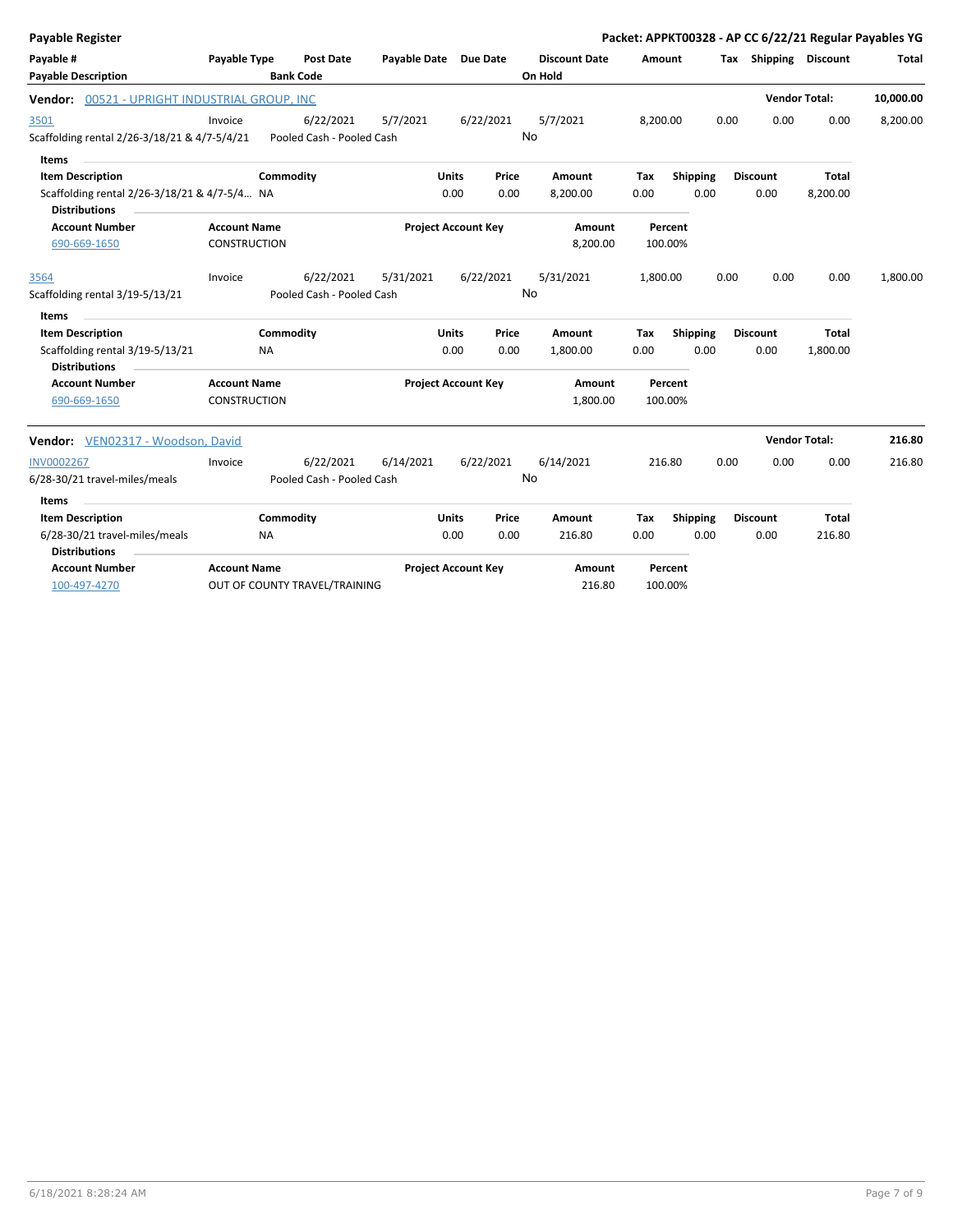**Payable Register** — **Packet: APPKT00328 - AP CC 6/22/21 Regular Payables YG**

| Payable # / Payable Description | Payable Type | Post Date / Bank Code | Payable Date | Due Date | Discount Date / On Hold | Amount | Tax | Shipping | Discount | Total |
|---|---|---|---|---|---|---|---|---|---|---|

**Vendor: 00521 - UPRIGHT INDUSTRIAL GROUP, INC** — **Vendor Total: 10,000.00**

| Payable # | Payable Type | Post Date | Payable Date | Due Date | Discount Date | Amount | Tax | Shipping | Discount | Total |
|---|---|---|---|---|---|---|---|---|---|---|
| 3501 | Invoice | 6/22/2021 | 5/7/2021 | 6/22/2021 | 5/7/2021 | 8,200.00 | 0.00 | 0.00 | 0.00 | 8,200.00 |
| Scaffolding rental 2/26-3/18/21 & 4/7-5/4/21 | | Pooled Cash - Pooled Cash | | | No | | | | | |

**Items**

| Item Description | Commodity | Units | Price | Amount | Tax | Shipping | Discount | Total |
|---|---|---|---|---|---|---|---|---|
| Scaffolding rental 2/26-3/18/21 & 4/7-5/4... | NA | 0.00 | 0.00 | 8,200.00 | 0.00 | 0.00 | 0.00 | 8,200.00 |

**Distributions**

| Account Number | Account Name | Project Account Key | Amount | Percent |
|---|---|---|---|---|
| 690-669-1650 | CONSTRUCTION | | 8,200.00 | 100.00% |

| Payable # | Payable Type | Post Date | Payable Date | Due Date | Discount Date | Amount | Tax | Shipping | Discount | Total |
|---|---|---|---|---|---|---|---|---|---|---|
| 3564 | Invoice | 6/22/2021 | 5/31/2021 | 6/22/2021 | 5/31/2021 | 1,800.00 | 0.00 | 0.00 | 0.00 | 1,800.00 |
| Scaffolding rental 3/19-5/13/21 | | Pooled Cash - Pooled Cash | | | No | | | | | |

**Items**

| Item Description | Commodity | Units | Price | Amount | Tax | Shipping | Discount | Total |
|---|---|---|---|---|---|---|---|---|
| Scaffolding rental 3/19-5/13/21 | NA | 0.00 | 0.00 | 1,800.00 | 0.00 | 0.00 | 0.00 | 1,800.00 |

**Distributions**

| Account Number | Account Name | Project Account Key | Amount | Percent |
|---|---|---|---|---|
| 690-669-1650 | CONSTRUCTION | | 1,800.00 | 100.00% |

**Vendor: VEN02317 - Woodson, David** — **Vendor Total: 216.80**

| Payable # | Payable Type | Post Date | Payable Date | Due Date | Discount Date | Amount | Tax | Shipping | Discount | Total |
|---|---|---|---|---|---|---|---|---|---|---|
| INV0002267 | Invoice | 6/22/2021 | 6/14/2021 | 6/22/2021 | 6/14/2021 | 216.80 | 0.00 | 0.00 | 0.00 | 216.80 |
| 6/28-30/21 travel-miles/meals | | Pooled Cash - Pooled Cash | | | No | | | | | |

**Items**

| Item Description | Commodity | Units | Price | Amount | Tax | Shipping | Discount | Total |
|---|---|---|---|---|---|---|---|---|
| 6/28-30/21 travel-miles/meals | NA | 0.00 | 0.00 | 216.80 | 0.00 | 0.00 | 0.00 | 216.80 |

**Distributions**

| Account Number | Account Name | Project Account Key | Amount | Percent |
|---|---|---|---|---|
| 100-497-4270 | OUT OF COUNTY TRAVEL/TRAINING | | 216.80 | 100.00% |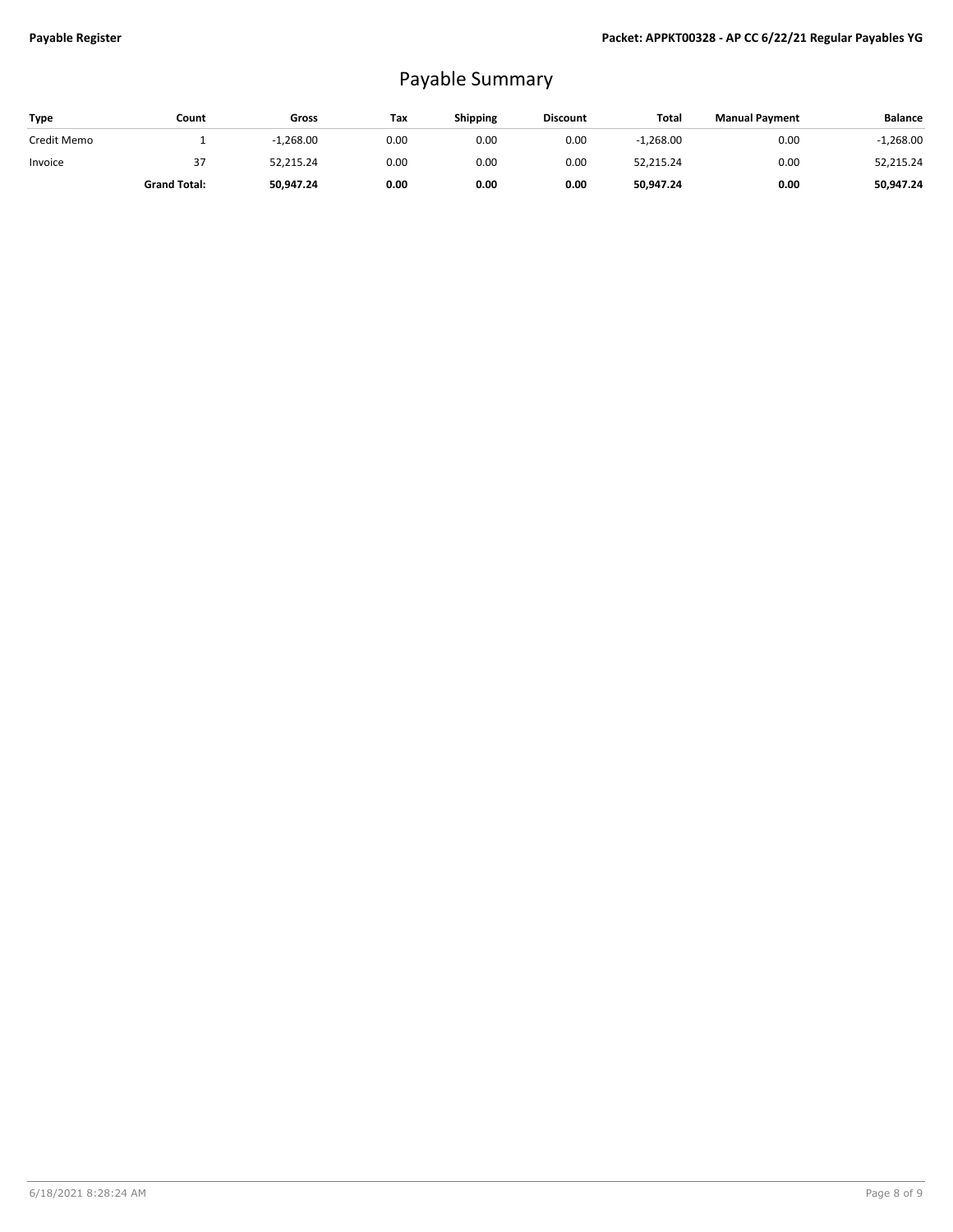# Payable Summary

| Type | Count | Gross | Tax | Shipping | Discount | Total | Manual Payment | Balance |
|---|---|---|---|---|---|---|---|---|
| Credit Memo | 1 | -1,268.00 | 0.00 | 0.00 | 0.00 | -1,268.00 | 0.00 | -1,268.00 |
| Invoice | 37 | 52,215.24 | 0.00 | 0.00 | 0.00 | 52,215.24 | 0.00 | 52,215.24 |
| | **Grand Total:** | **50,947.24** | **0.00** | **0.00** | **0.00** | **50,947.24** | **0.00** | **50,947.24** |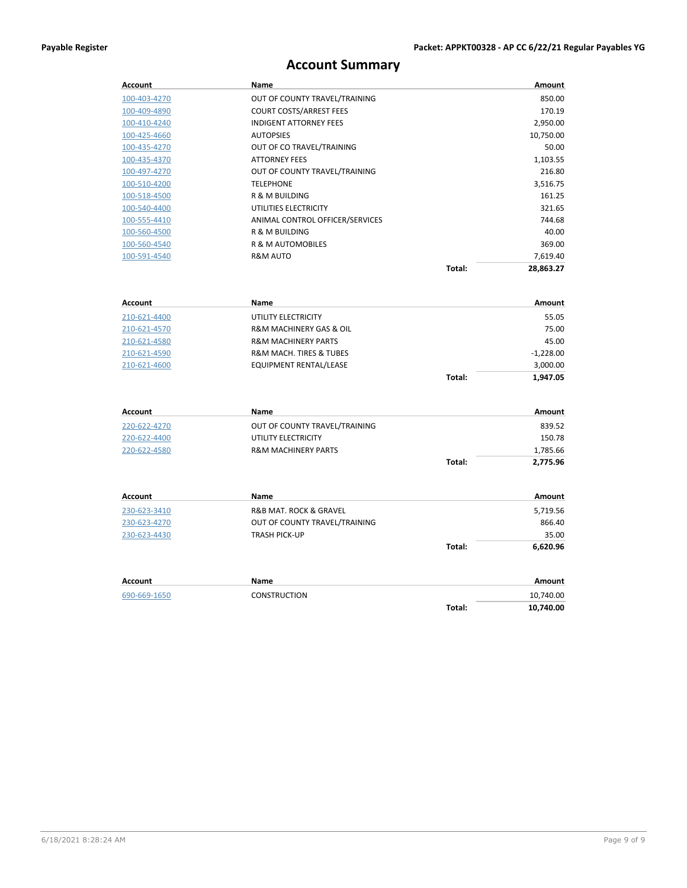## Account Summary

| Account | Name | | Amount |
|---|---|---|---|
| 100-403-4270 | OUT OF COUNTY TRAVEL/TRAINING | | 850.00 |
| 100-409-4890 | COURT COSTS/ARREST FEES | | 170.19 |
| 100-410-4240 | INDIGENT ATTORNEY FEES | | 2,950.00 |
| 100-425-4660 | AUTOPSIES | | 10,750.00 |
| 100-435-4270 | OUT OF CO TRAVEL/TRAINING | | 50.00 |
| 100-435-4370 | ATTORNEY FEES | | 1,103.55 |
| 100-497-4270 | OUT OF COUNTY TRAVEL/TRAINING | | 216.80 |
| 100-510-4200 | TELEPHONE | | 3,516.75 |
| 100-518-4500 | R & M BUILDING | | 161.25 |
| 100-540-4400 | UTILITIES ELECTRICITY | | 321.65 |
| 100-555-4410 | ANIMAL CONTROL OFFICER/SERVICES | | 744.68 |
| 100-560-4500 | R & M BUILDING | | 40.00 |
| 100-560-4540 | R & M AUTOMOBILES | | 369.00 |
| 100-591-4540 | R&M AUTO | | 7,619.40 |
| | | **Total:** | **28,863.27** |

| Account | Name | | Amount |
|---|---|---|---|
| 210-621-4400 | UTILITY ELECTRICITY | | 55.05 |
| 210-621-4570 | R&M MACHINERY GAS & OIL | | 75.00 |
| 210-621-4580 | R&M MACHINERY PARTS | | 45.00 |
| 210-621-4590 | R&M MACH. TIRES & TUBES | | -1,228.00 |
| 210-621-4600 | EQUIPMENT RENTAL/LEASE | | 3,000.00 |
| | | **Total:** | **1,947.05** |

| Account | Name | | Amount |
|---|---|---|---|
| 220-622-4270 | OUT OF COUNTY TRAVEL/TRAINING | | 839.52 |
| 220-622-4400 | UTILITY ELECTRICITY | | 150.78 |
| 220-622-4580 | R&M MACHINERY PARTS | | 1,785.66 |
| | | **Total:** | **2,775.96** |

| Account | Name | | Amount |
|---|---|---|---|
| 230-623-3410 | R&B MAT. ROCK & GRAVEL | | 5,719.56 |
| 230-623-4270 | OUT OF COUNTY TRAVEL/TRAINING | | 866.40 |
| 230-623-4430 | TRASH PICK-UP | | 35.00 |
| | | **Total:** | **6,620.96** |

| Account | Name | | Amount |
|---|---|---|---|
| 690-669-1650 | CONSTRUCTION | | 10,740.00 |
| | | **Total:** | **10,740.00** |